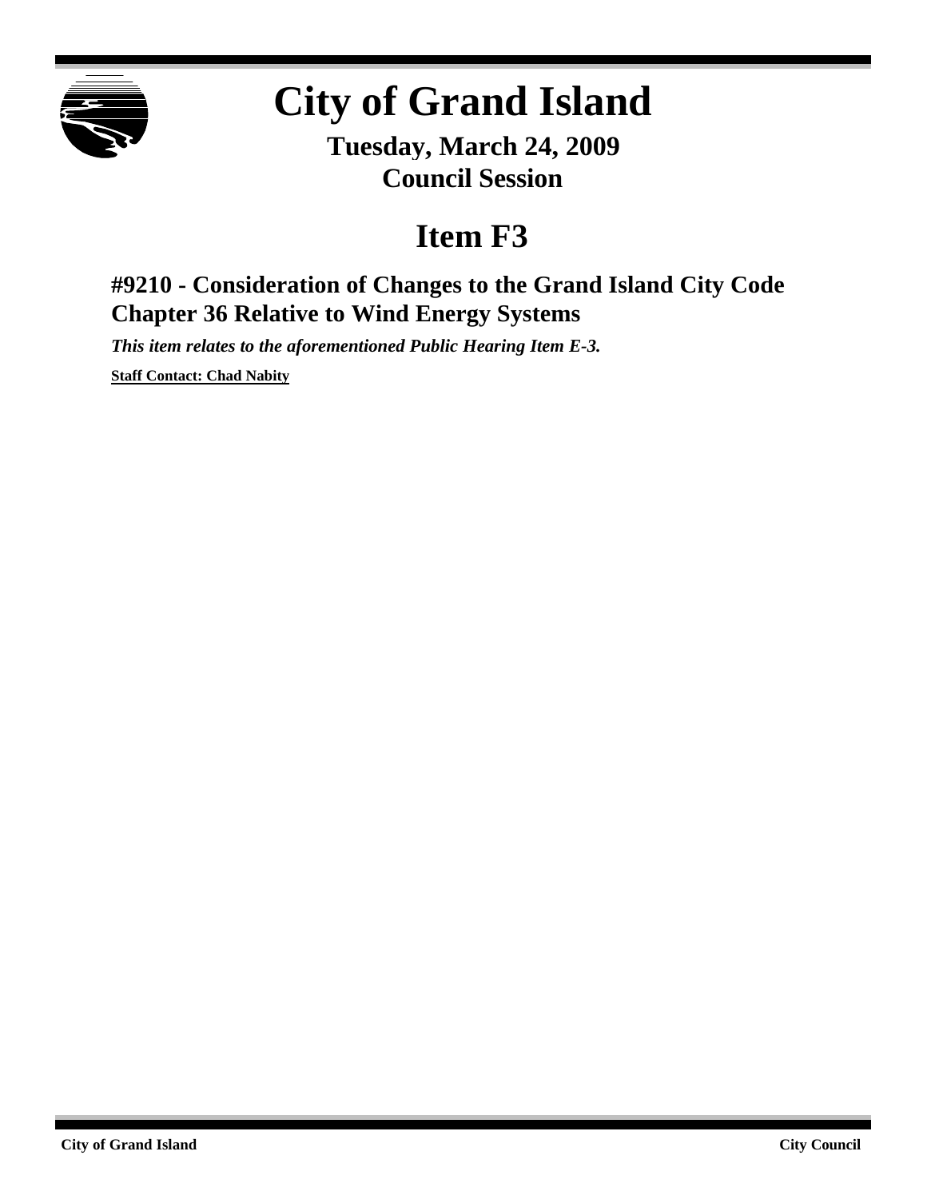# City of Grand Island

**Tuesday, March 24, 2009**
**Council Session**

## Item F3

### #9210 - Consideration of Changes to the Grand Island City Code Chapter 36 Relative to Wind Energy Systems

***This item relates to the aforementioned Public Hearing Item E-3.***

**Staff Contact: Chad Nabity**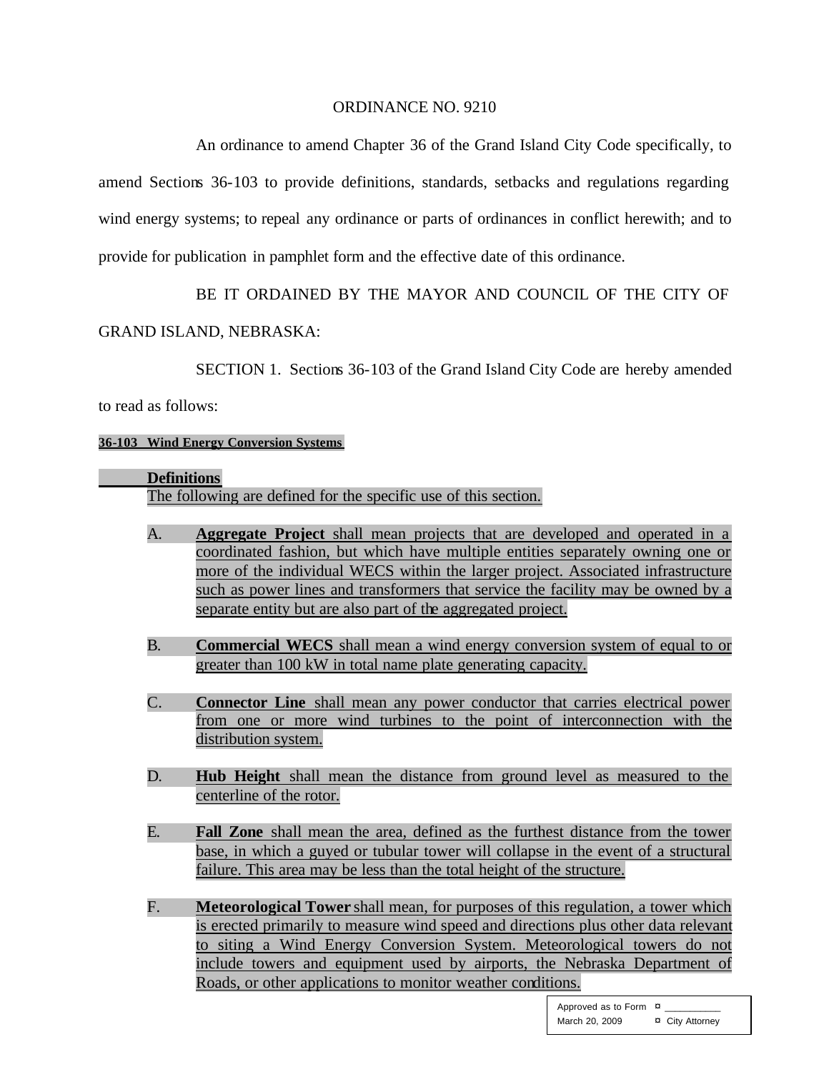ORDINANCE NO. 9210

An ordinance to amend Chapter 36 of the Grand Island City Code specifically, to amend Sections 36-103 to provide definitions, standards, setbacks and regulations regarding wind energy systems; to repeal any ordinance or parts of ordinances in conflict herewith; and to provide for publication in pamphlet form and the effective date of this ordinance.

BE IT ORDAINED BY THE MAYOR AND COUNCIL OF THE CITY OF GRAND ISLAND, NEBRASKA:

SECTION 1. Sections 36-103 of the Grand Island City Code are hereby amended to read as follows:

**36-103 Wind Energy Conversion Systems**

**Definitions**

The following are defined for the specific use of this section.

A. **Aggregate Project** shall mean projects that are developed and operated in a coordinated fashion, but which have multiple entities separately owning one or more of the individual WECS within the larger project. Associated infrastructure such as power lines and transformers that service the facility may be owned by a separate entity but are also part of the aggregated project.

B. **Commercial WECS** shall mean a wind energy conversion system of equal to or greater than 100 kW in total name plate generating capacity.

C. **Connector Line** shall mean any power conductor that carries electrical power from one or more wind turbines to the point of interconnection with the distribution system.

D. **Hub Height** shall mean the distance from ground level as measured to the centerline of the rotor.

E. **Fall Zone** shall mean the area, defined as the furthest distance from the tower base, in which a guyed or tubular tower will collapse in the event of a structural failure. This area may be less than the total height of the structure.

F. **Meteorological Tower** shall mean, for purposes of this regulation, a tower which is erected primarily to measure wind speed and directions plus other data relevant to siting a Wind Energy Conversion System. Meteorological towers do not include towers and equipment used by airports, the Nebraska Department of Roads, or other applications to monitor weather conditions.

| Approved as to Form | ¤ ___________ |
| --- | --- |
| March 20, 2009 | ¤ City Attorney |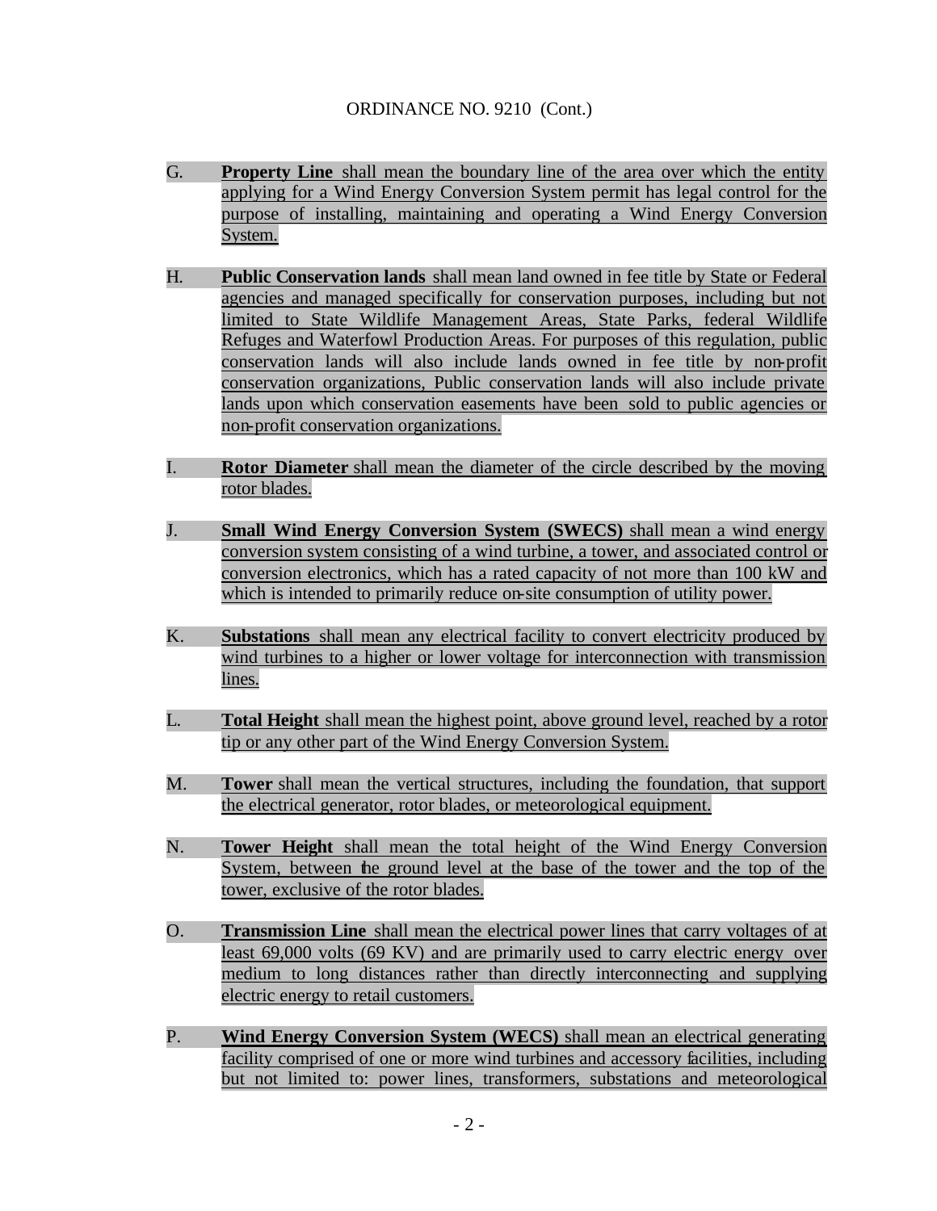ORDINANCE NO. 9210 (Cont.)

G. **Property Line** shall mean the boundary line of the area over which the entity applying for a Wind Energy Conversion System permit has legal control for the purpose of installing, maintaining and operating a Wind Energy Conversion System.

H. **Public Conservation lands** shall mean land owned in fee title by State or Federal agencies and managed specifically for conservation purposes, including but not limited to State Wildlife Management Areas, State Parks, federal Wildlife Refuges and Waterfowl Production Areas. For purposes of this regulation, public conservation lands will also include lands owned in fee title by non-profit conservation organizations, Public conservation lands will also include private lands upon which conservation easements have been sold to public agencies or non-profit conservation organizations.

I. **Rotor Diameter** shall mean the diameter of the circle described by the moving rotor blades.

J. **Small Wind Energy Conversion System (SWECS)** shall mean a wind energy conversion system consisting of a wind turbine, a tower, and associated control or conversion electronics, which has a rated capacity of not more than 100 kW and which is intended to primarily reduce on-site consumption of utility power.

K. **Substations** shall mean any electrical facility to convert electricity produced by wind turbines to a higher or lower voltage for interconnection with transmission lines.

L. **Total Height** shall mean the highest point, above ground level, reached by a rotor tip or any other part of the Wind Energy Conversion System.

M. **Tower** shall mean the vertical structures, including the foundation, that support the electrical generator, rotor blades, or meteorological equipment.

N. **Tower Height** shall mean the total height of the Wind Energy Conversion System, between the ground level at the base of the tower and the top of the tower, exclusive of the rotor blades.

O. **Transmission Line** shall mean the electrical power lines that carry voltages of at least 69,000 volts (69 KV) and are primarily used to carry electric energy over medium to long distances rather than directly interconnecting and supplying electric energy to retail customers.

P. **Wind Energy Conversion System (WECS)** shall mean an electrical generating facility comprised of one or more wind turbines and accessory facilities, including but not limited to: power lines, transformers, substations and meteorological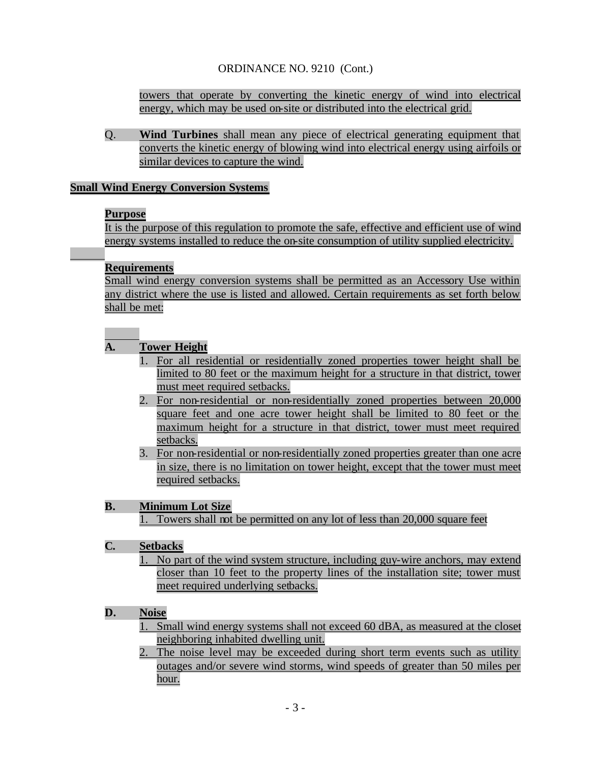towers that operate by converting the kinetic energy of wind into electrical energy, which may be used on-site or distributed into the electrical grid.

Q. **Wind Turbines** shall mean any piece of electrical generating equipment that converts the kinetic energy of blowing wind into electrical energy using airfoils or similar devices to capture the wind.

## Small Wind Energy Conversion Systems

### Purpose

It is the purpose of this regulation to promote the safe, effective and efficient use of wind energy systems installed to reduce the on-site consumption of utility supplied electricity.

### Requirements

Small wind energy conversion systems shall be permitted as an Accessory Use within any district where the use is listed and allowed. Certain requirements as set forth below shall be met:

**A. Tower Height**

1. For all residential or residentially zoned properties tower height shall be limited to 80 feet or the maximum height for a structure in that district, tower must meet required setbacks.
2. For non-residential or non-residentially zoned properties between 20,000 square feet and one acre tower height shall be limited to 80 feet or the maximum height for a structure in that district, tower must meet required setbacks.
3. For non-residential or non-residentially zoned properties greater than one acre in size, there is no limitation on tower height, except that the tower must meet required setbacks.

**B. Minimum Lot Size**

1. Towers shall not be permitted on any lot of less than 20,000 square feet

**C. Setbacks**

1. No part of the wind system structure, including guy-wire anchors, may extend closer than 10 feet to the property lines of the installation site; tower must meet required underlying setbacks.

**D. Noise**

1. Small wind energy systems shall not exceed 60 dBA, as measured at the closet neighboring inhabited dwelling unit.
2. The noise level may be exceeded during short term events such as utility outages and/or severe wind storms, wind speeds of greater than 50 miles per hour.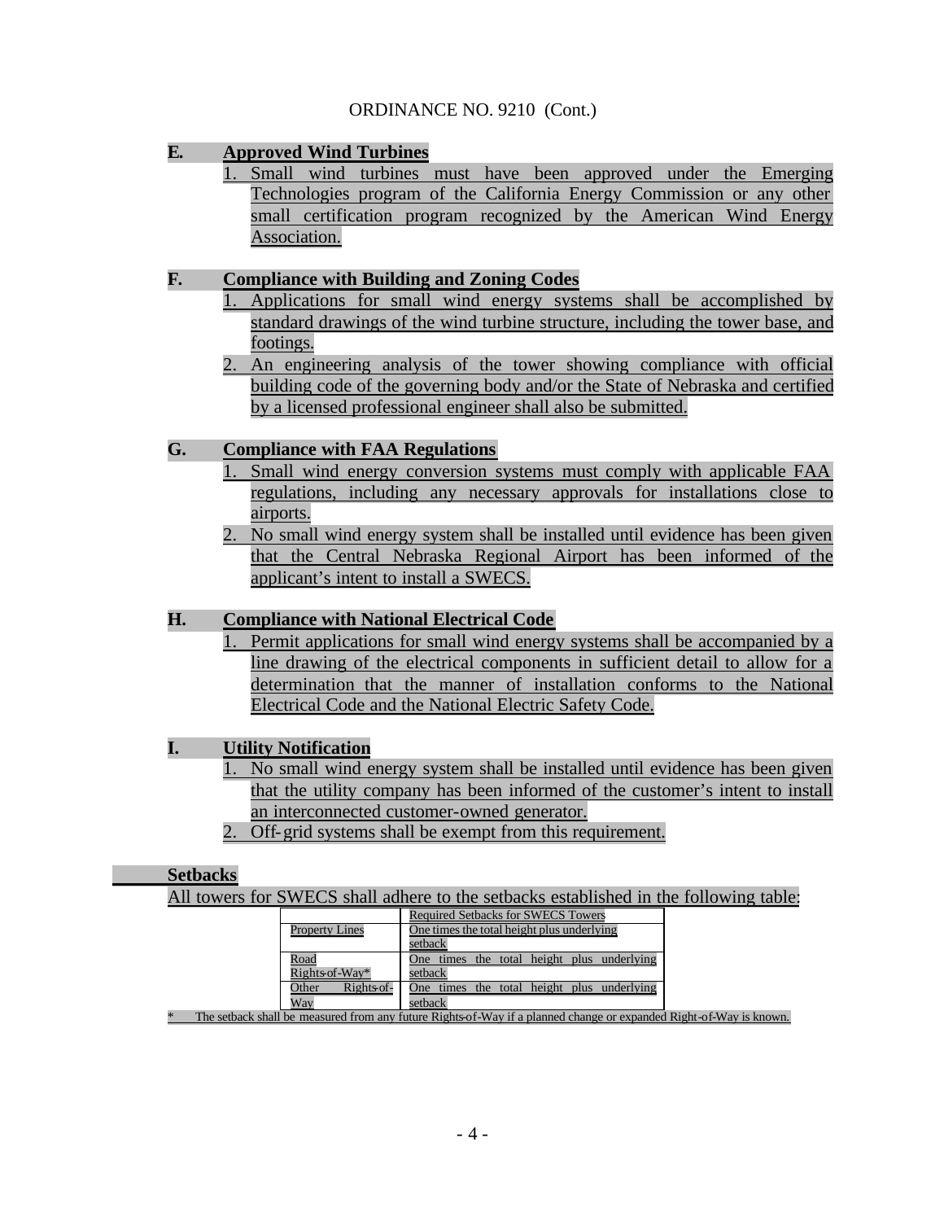ORDINANCE NO. 9210 (Cont.)

**E. Approved Wind Turbines**

1. Small wind turbines must have been approved under the Emerging Technologies program of the California Energy Commission or any other small certification program recognized by the American Wind Energy Association.

**F. Compliance with Building and Zoning Codes**

1. Applications for small wind energy systems shall be accomplished by standard drawings of the wind turbine structure, including the tower base, and footings.
2. An engineering analysis of the tower showing compliance with official building code of the governing body and/or the State of Nebraska and certified by a licensed professional engineer shall also be submitted.

**G. Compliance with FAA Regulations**

1. Small wind energy conversion systems must comply with applicable FAA regulations, including any necessary approvals for installations close to airports.
2. No small wind energy system shall be installed until evidence has been given that the Central Nebraska Regional Airport has been informed of the applicant's intent to install a SWECS.

**H. Compliance with National Electrical Code**

1. Permit applications for small wind energy systems shall be accompanied by a line drawing of the electrical components in sufficient detail to allow for a determination that the manner of installation conforms to the National Electrical Code and the National Electric Safety Code.

**I. Utility Notification**

1. No small wind energy system shall be installed until evidence has been given that the utility company has been informed of the customer's intent to install an interconnected customer-owned generator.
2. Off-grid systems shall be exempt from this requirement.

**Setbacks**

All towers for SWECS shall adhere to the setbacks established in the following table:

| | Required Setbacks for SWECS Towers |
|---|---|
| Property Lines | One times the total height plus underlying setback |
| Road Rights-of-Way* | One times the total height plus underlying setback |
| Other Rights-of-Way | One times the total height plus underlying setback |

\* The setback shall be measured from any future Rights-of-Way if a planned change or expanded Right-of-Way is known.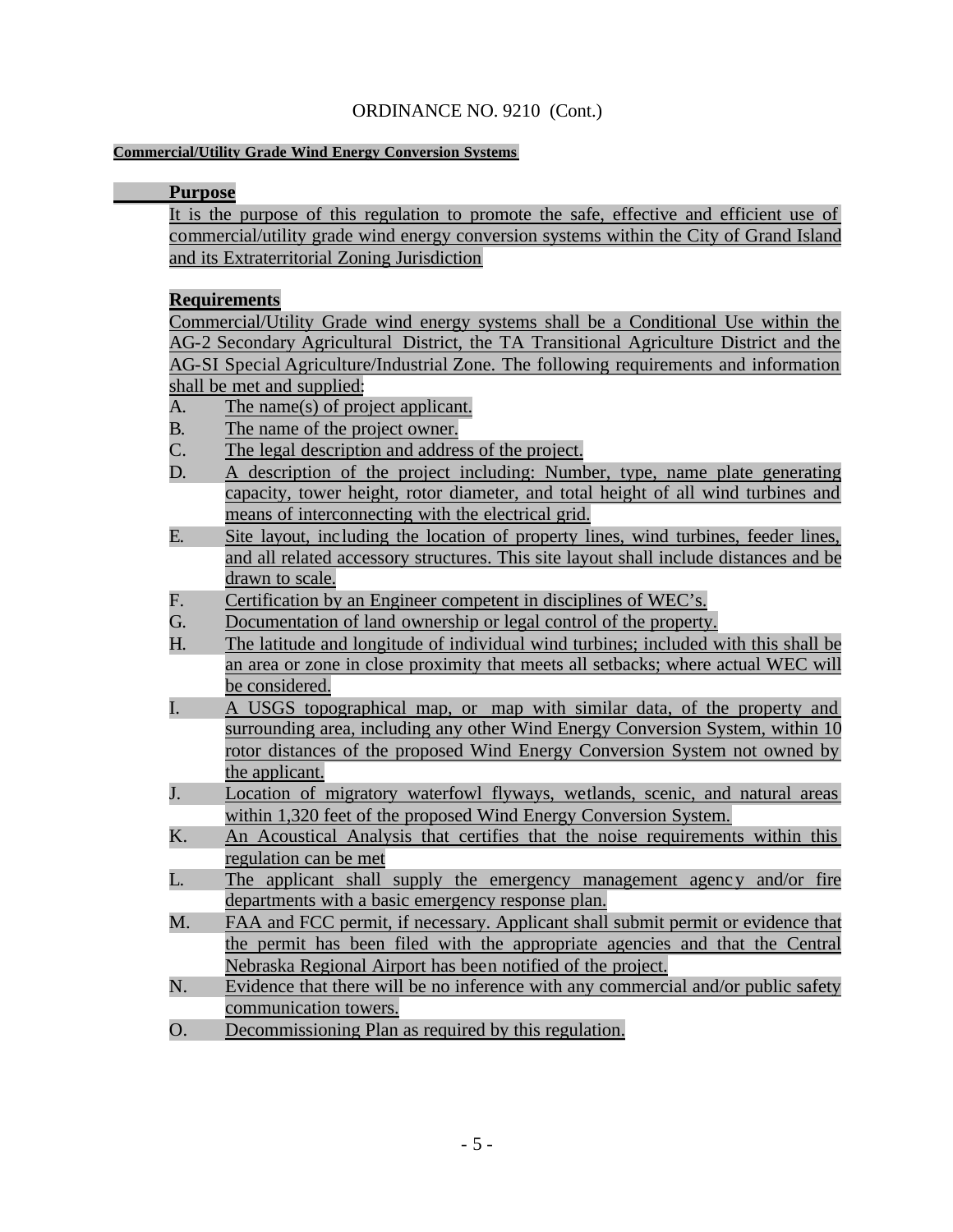ORDINANCE NO. 9210 (Cont.)

**Commercial/Utility Grade Wind Energy Conversion Systems**

**Purpose**

It is the purpose of this regulation to promote the safe, effective and efficient use of commercial/utility grade wind energy conversion systems within the City of Grand Island and its Extraterritorial Zoning Jurisdiction

**Requirements**

Commercial/Utility Grade wind energy systems shall be a Conditional Use within the AG-2 Secondary Agricultural District, the TA Transitional Agriculture District and the AG-SI Special Agriculture/Industrial Zone. The following requirements and information shall be met and supplied:

A. The name(s) of project applicant.
B. The name of the project owner.
C. The legal description and address of the project.
D. A description of the project including: Number, type, name plate generating capacity, tower height, rotor diameter, and total height of all wind turbines and means of interconnecting with the electrical grid.
E. Site layout, including the location of property lines, wind turbines, feeder lines, and all related accessory structures. This site layout shall include distances and be drawn to scale.
F. Certification by an Engineer competent in disciplines of WEC's.
G. Documentation of land ownership or legal control of the property.
H. The latitude and longitude of individual wind turbines; included with this shall be an area or zone in close proximity that meets all setbacks; where actual WEC will be considered.
I. A USGS topographical map, or map with similar data, of the property and surrounding area, including any other Wind Energy Conversion System, within 10 rotor distances of the proposed Wind Energy Conversion System not owned by the applicant.
J. Location of migratory waterfowl flyways, wetlands, scenic, and natural areas within 1,320 feet of the proposed Wind Energy Conversion System.
K. An Acoustical Analysis that certifies that the noise requirements within this regulation can be met
L. The applicant shall supply the emergency management agency and/or fire departments with a basic emergency response plan.
M. FAA and FCC permit, if necessary. Applicant shall submit permit or evidence that the permit has been filed with the appropriate agencies and that the Central Nebraska Regional Airport has been notified of the project.
N. Evidence that there will be no inference with any commercial and/or public safety communication towers.
O. Decommissioning Plan as required by this regulation.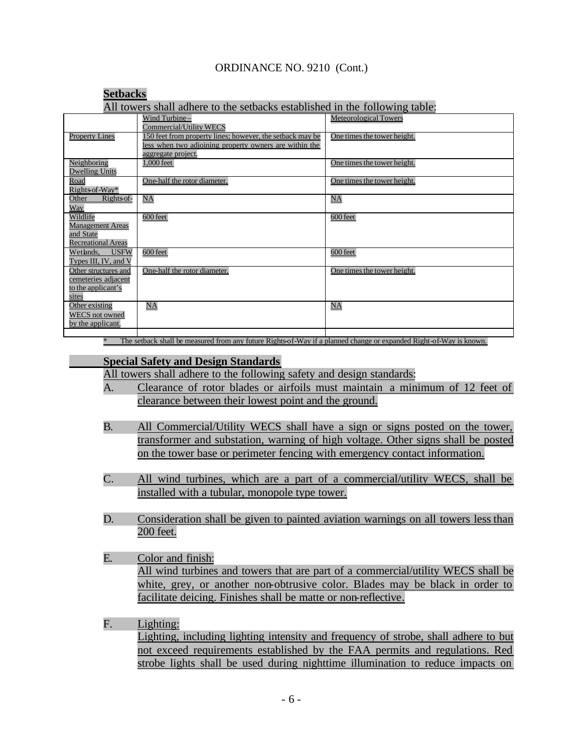ORDINANCE NO. 9210 (Cont.)

**Setbacks**

All towers shall adhere to the setbacks established in the following table:

| | Wind Turbine – Commercial/Utility WECS | Meteorological Towers |
|---|---|---|
| Property Lines | 150 feet from property lines; however, the setback may be less when two adjoining property owners are within the aggregate project. | One times the tower height. |
| Neighboring Dwelling Units | 1,000 feet | One times the tower height. |
| Road Rights-of-Way* | One-half the rotor diameter. | One times the tower height. |
| Other Rights-of-Way | NA | NA |
| Wildlife Management Areas and State Recreational Areas | 600 feet | 600 feet |
| Wetlands, USFW Types III, IV, and V | 600 feet | 600 feet |
| Other structures and cemeteries adjacent to the applicant's sites | One-half the rotor diameter. | One times the tower height. |
| Other existing WECS not owned by the applicant. | NA | NA |
| | | |

\* The setback shall be measured from any future Rights-of-Way if a planned change or expanded Right-of-Way is known.

**Special Safety and Design Standards**

All towers shall adhere to the following safety and design standards:

A. Clearance of rotor blades or airfoils must maintain a minimum of 12 feet of clearance between their lowest point and the ground.

B. All Commercial/Utility WECS shall have a sign or signs posted on the tower, transformer and substation, warning of high voltage. Other signs shall be posted on the tower base or perimeter fencing with emergency contact information.

C. All wind turbines, which are a part of a commercial/utility WECS, shall be installed with a tubular, monopole type tower.

D. Consideration shall be given to painted aviation warnings on all towers less than 200 feet.

E. Color and finish:
All wind turbines and towers that are part of a commercial/utility WECS shall be white, grey, or another non-obtrusive color. Blades may be black in order to facilitate deicing. Finishes shall be matte or non-reflective.

F. Lighting:
Lighting, including lighting intensity and frequency of strobe, shall adhere to but not exceed requirements established by the FAA permits and regulations. Red strobe lights shall be used during nighttime illumination to reduce impacts on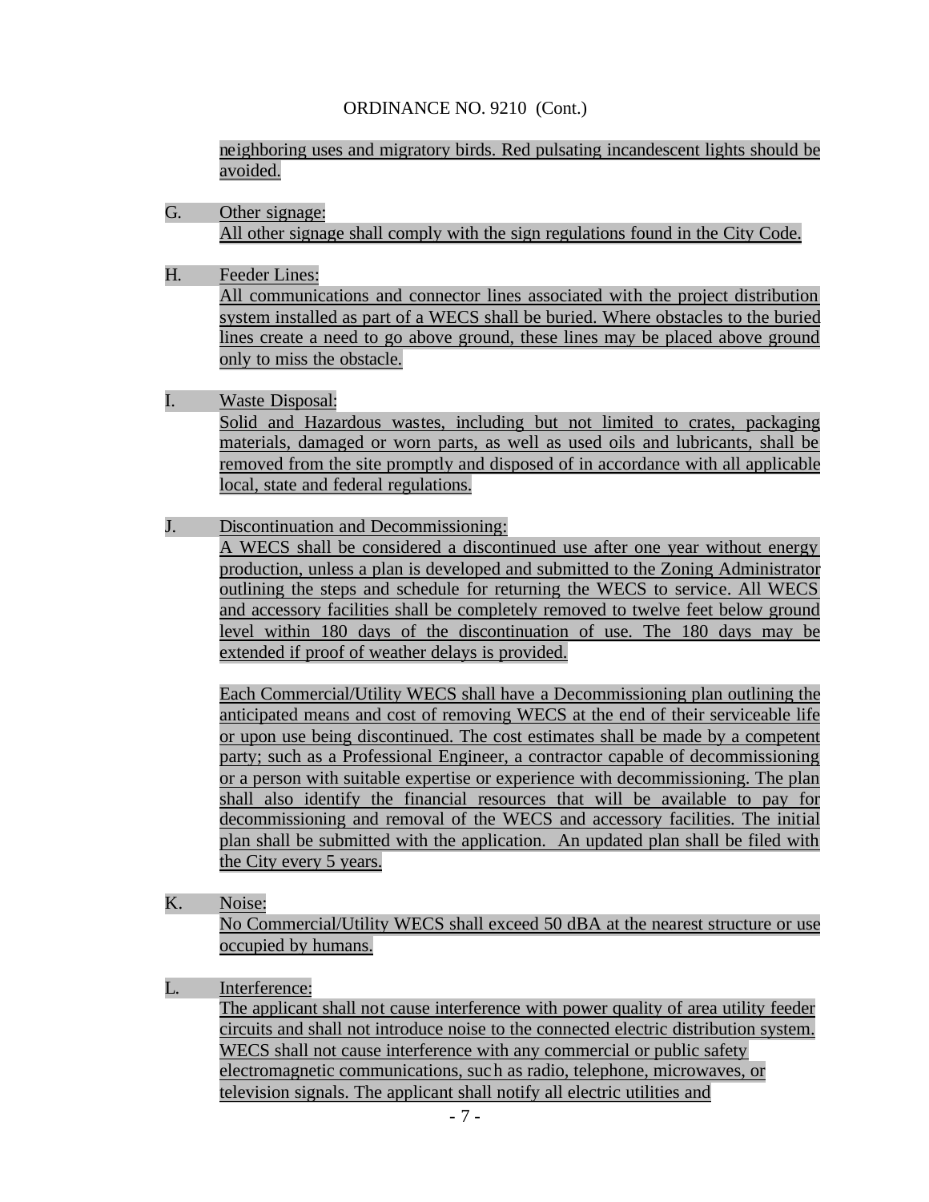neighboring uses and migratory birds. Red pulsating incandescent lights should be avoided.

G. Other signage:
All other signage shall comply with the sign regulations found in the City Code.

H. Feeder Lines:
All communications and connector lines associated with the project distribution system installed as part of a WECS shall be buried. Where obstacles to the buried lines create a need to go above ground, these lines may be placed above ground only to miss the obstacle.

I. Waste Disposal:
Solid and Hazardous wastes, including but not limited to crates, packaging materials, damaged or worn parts, as well as used oils and lubricants, shall be removed from the site promptly and disposed of in accordance with all applicable local, state and federal regulations.

J. Discontinuation and Decommissioning:
A WECS shall be considered a discontinued use after one year without energy production, unless a plan is developed and submitted to the Zoning Administrator outlining the steps and schedule for returning the WECS to service. All WECS and accessory facilities shall be completely removed to twelve feet below ground level within 180 days of the discontinuation of use. The 180 days may be extended if proof of weather delays is provided.

Each Commercial/Utility WECS shall have a Decommissioning plan outlining the anticipated means and cost of removing WECS at the end of their serviceable life or upon use being discontinued. The cost estimates shall be made by a competent party; such as a Professional Engineer, a contractor capable of decommissioning or a person with suitable expertise or experience with decommissioning. The plan shall also identify the financial resources that will be available to pay for decommissioning and removal of the WECS and accessory facilities. The initial plan shall be submitted with the application. An updated plan shall be filed with the City every 5 years.

K. Noise:
No Commercial/Utility WECS shall exceed 50 dBA at the nearest structure or use occupied by humans.

L. Interference:
The applicant shall not cause interference with power quality of area utility feeder circuits and shall not introduce noise to the connected electric distribution system. WECS shall not cause interference with any commercial or public safety electromagnetic communications, such as radio, telephone, microwaves, or television signals. The applicant shall notify all electric utilities and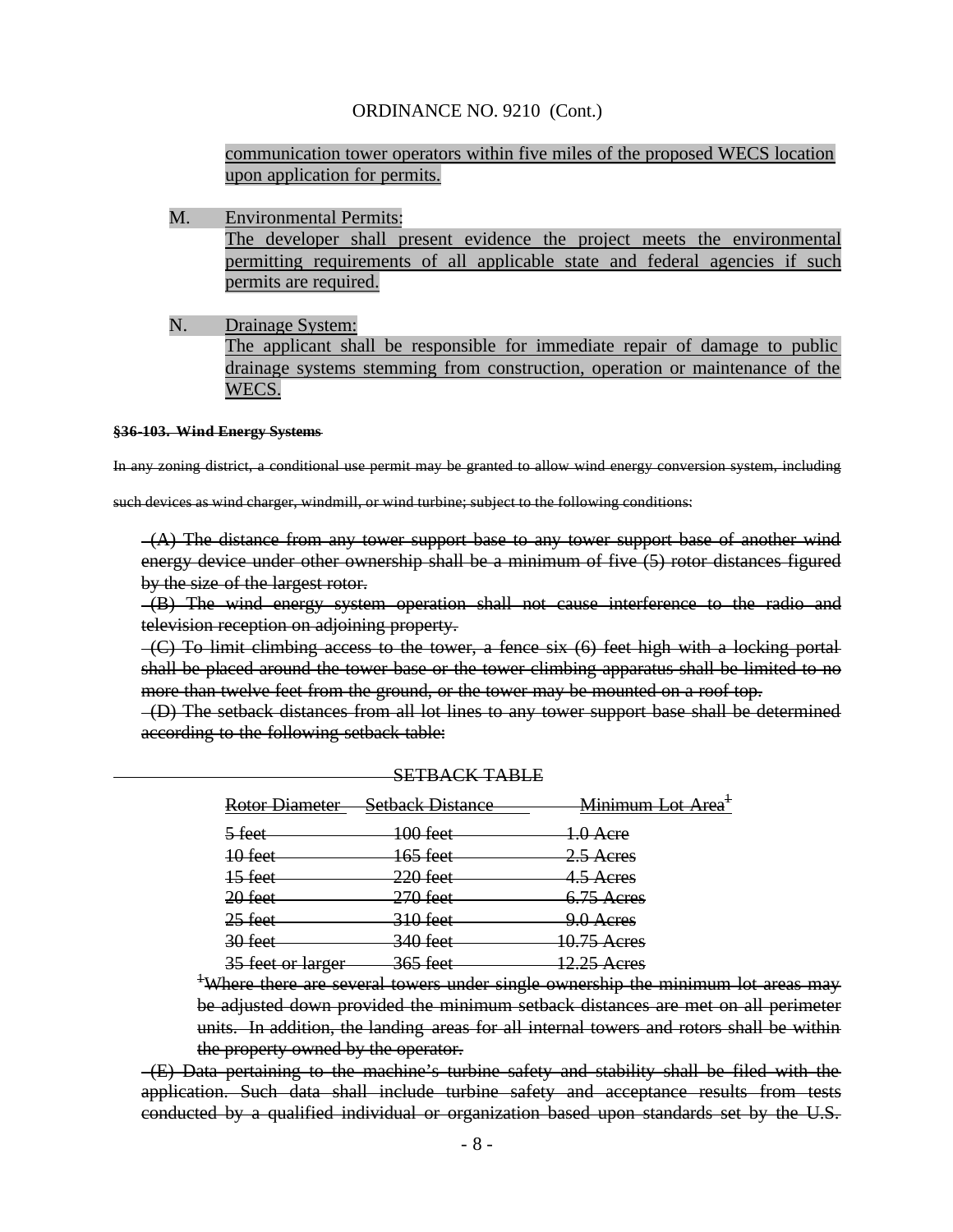communication tower operators within five miles of the proposed WECS location upon application for permits.

M. Environmental Permits:
The developer shall present evidence the project meets the environmental permitting requirements of all applicable state and federal agencies if such permits are required.

N. Drainage System:
The applicant shall be responsible for immediate repair of damage to public drainage systems stemming from construction, operation or maintenance of the WECS.

~~**§36-103. Wind Energy Systems**~~

~~In any zoning district, a conditional use permit may be granted to allow wind energy conversion system, including such devices as wind charger, windmill, or wind turbine; subject to the following conditions:~~

~~(A) The distance from any tower support base to any tower support base of another wind energy device under other ownership shall be a minimum of five (5) rotor distances figured by the size of the largest rotor.~~

~~(B) The wind energy system operation shall not cause interference to the radio and television reception on adjoining property.~~

~~(C) To limit climbing access to the tower, a fence six (6) feet high with a locking portal shall be placed around the tower base or the tower climbing apparatus shall be limited to no more than twelve feet from the ground, or the tower may be mounted on a roof top.~~

~~(D) The setback distances from all lot lines to any tower support base shall be determined according to the following setback table:~~

~~SETBACK TABLE~~

| ~~Rotor Diameter~~ | ~~Setback Distance~~ | ~~Minimum Lot Area[1]~~ |
|---|---|---|
| ~~5 feet~~ | ~~100 feet~~ | ~~1.0 Acre~~ |
| ~~10 feet~~ | ~~165 feet~~ | ~~2.5 Acres~~ |
| ~~15 feet~~ | ~~220 feet~~ | ~~4.5 Acres~~ |
| ~~20 feet~~ | ~~270 feet~~ | ~~6.75 Acres~~ |
| ~~25 feet~~ | ~~310 feet~~ | ~~9.0 Acres~~ |
| ~~30 feet~~ | ~~340 feet~~ | ~~10.75 Acres~~ |
| ~~35 feet or larger~~ | ~~365 feet~~ | ~~12.25 Acres~~ |

~~[1]Where there are several towers under single ownership the minimum lot areas may be adjusted down provided the minimum setback distances are met on all perimeter units. In addition, the landing areas for all internal towers and rotors shall be within the property owned by the operator.~~

~~(E) Data pertaining to the machine's turbine safety and stability shall be filed with the application. Such data shall include turbine safety and acceptance results from tests conducted by a qualified individual or organization based upon standards set by the U.S.~~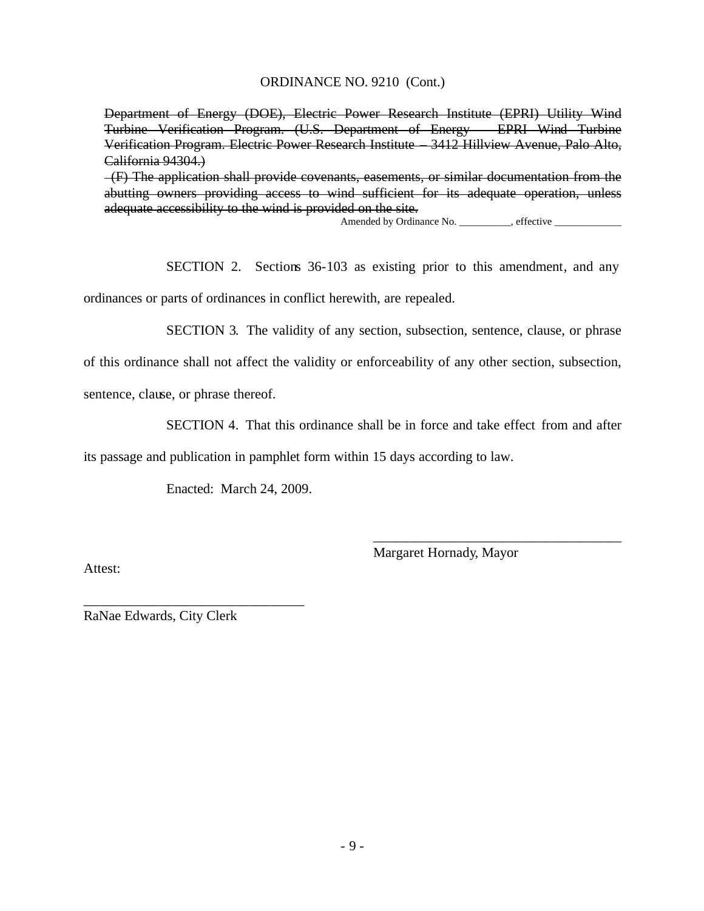ORDINANCE NO. 9210 (Cont.)

~~Department of Energy (DOE), Electric Power Research Institute (EPRI) Utility Wind Turbine Verification Program. (U.S. Department of Energy – EPRI Wind Turbine Verification Program. Electric Power Research Institute – 3412 Hillview Avenue, Palo Alto, California 94304.)~~

~~(F) The application shall provide covenants, easements, or similar documentation from the abutting owners providing access to wind sufficient for its adequate operation, unless adequate accessibility to the wind is provided on the site.~~

Amended by Ordinance No. __________, effective _____________

SECTION 2. Sections 36-103 as existing prior to this amendment, and any ordinances or parts of ordinances in conflict herewith, are repealed.

SECTION 3. The validity of any section, subsection, sentence, clause, or phrase of this ordinance shall not affect the validity or enforceability of any other section, subsection, sentence, clause, or phrase thereof.

SECTION 4. That this ordinance shall be in force and take effect from and after its passage and publication in pamphlet form within 15 days according to law.

Enacted: March 24, 2009.

_____________________________________
Margaret Hornady, Mayor

Attest:

_________________________________
RaNae Edwards, City Clerk